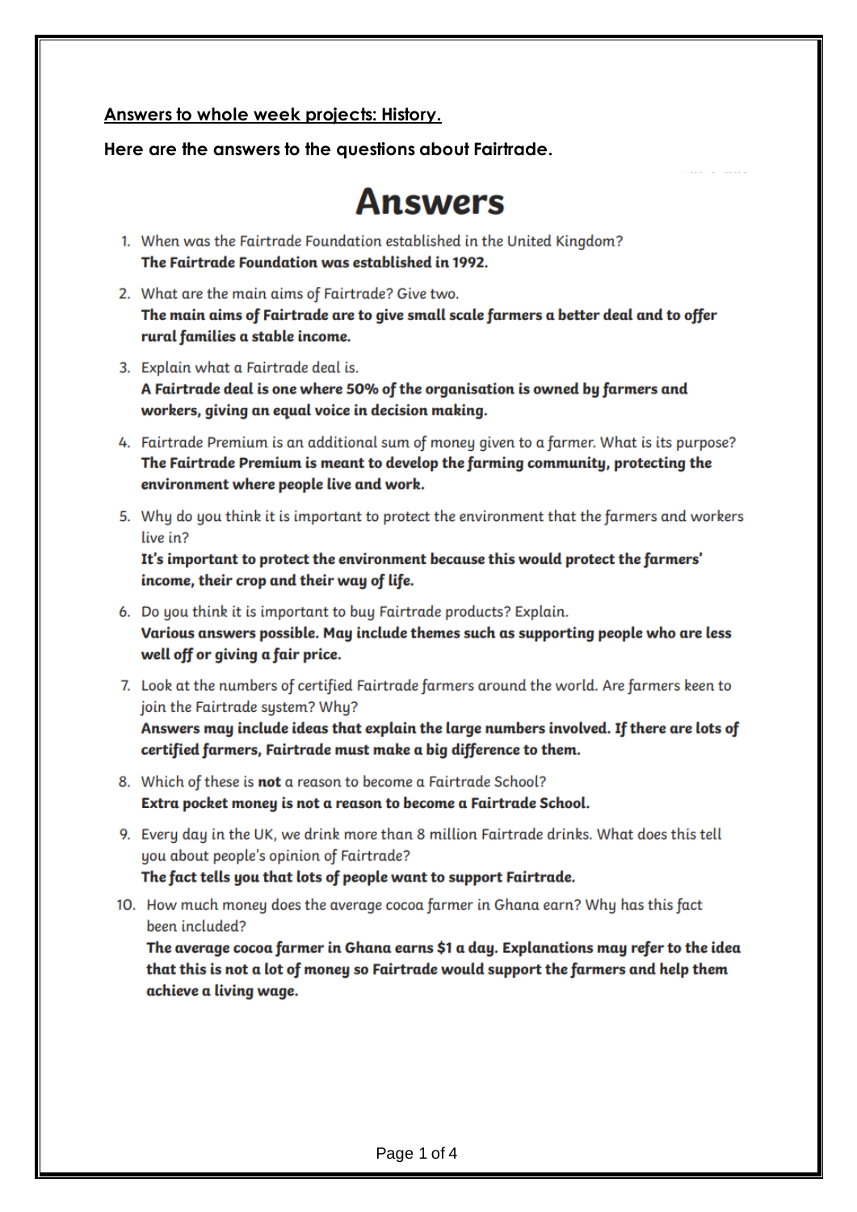**<u>Answers to whole week projects: History.</u>**

**Here are the answers to the questions about Fairtrade.**

# Answers

1. When was the Fairtrade Foundation established in the United Kingdom?
   **The Fairtrade Foundation was established in 1992.**
2. What are the main aims of Fairtrade? Give two.
   **The main aims of Fairtrade are to give small scale farmers a better deal and to offer rural families a stable income.**
3. Explain what a Fairtrade deal is.
   **A Fairtrade deal is one where 50% of the organisation is owned by farmers and workers, giving an equal voice in decision making.**
4. Fairtrade Premium is an additional sum of money given to a farmer. What is its purpose?
   **The Fairtrade Premium is meant to develop the farming community, protecting the environment where people live and work.**
5. Why do you think it is important to protect the environment that the farmers and workers live in?
   **It's important to protect the environment because this would protect the farmers' income, their crop and their way of life.**
6. Do you think it is important to buy Fairtrade products? Explain.
   **Various answers possible. May include themes such as supporting people who are less well off or giving a fair price.**
7. Look at the numbers of certified Fairtrade farmers around the world. Are farmers keen to join the Fairtrade system? Why?
   **Answers may include ideas that explain the large numbers involved. If there are lots of certified farmers, Fairtrade must make a big difference to them.**
8. Which of these is **not** a reason to become a Fairtrade School?
   **Extra pocket money is not a reason to become a Fairtrade School.**
9. Every day in the UK, we drink more than 8 million Fairtrade drinks. What does this tell you about people's opinion of Fairtrade?
   **The fact tells you that lots of people want to support Fairtrade.**
10. How much money does the average cocoa farmer in Ghana earn? Why has this fact been included?
    **The average cocoa farmer in Ghana earns $1 a day. Explanations may refer to the idea that this is not a lot of money so Fairtrade would support the farmers and help them achieve a living wage.**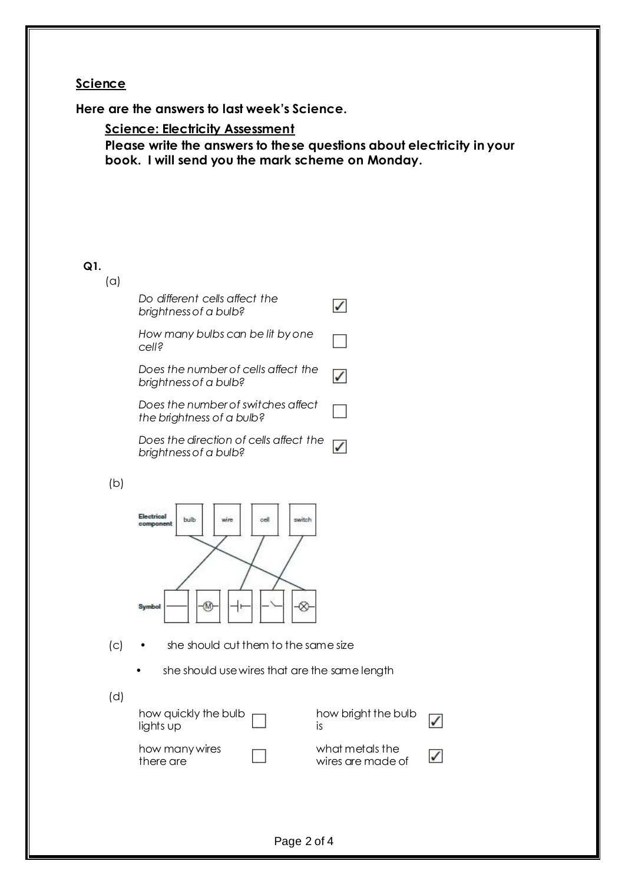**Science**

**Here are the answers to last week's Science.**

**Science: Electricity Assessment**

**Please write the answers to these questions about electricity in your book. I will send you the mark scheme on Monday.**

**Q1.**

(a)

| | |
|---|---|
| *Do different cells affect the brightness of a bulb?* | ✓ |
| *How many bulbs can be lit by one cell?* | ☐ |
| *Does the number of cells affect the brightness of a bulb?* | ✓ |
| *Does the number of switches affect the brightness of a bulb?* | ☐ |
| *Does the direction of cells affect the brightness of a bulb?* | ✓ |

(b)

Electrical component: bulb, wire, cell, switch

Symbol: wire line, motor (M), cell, switch, bulb (⊗)

(c)
- she should cut them to the same size
- she should use wires that are the same length

(d)

| | | | |
|---|---|---|---|
| how quickly the bulb lights up | ☐ | how bright the bulb is | ✓ |
| how many wires there are | ☐ | what metals the wires are made of | ✓ |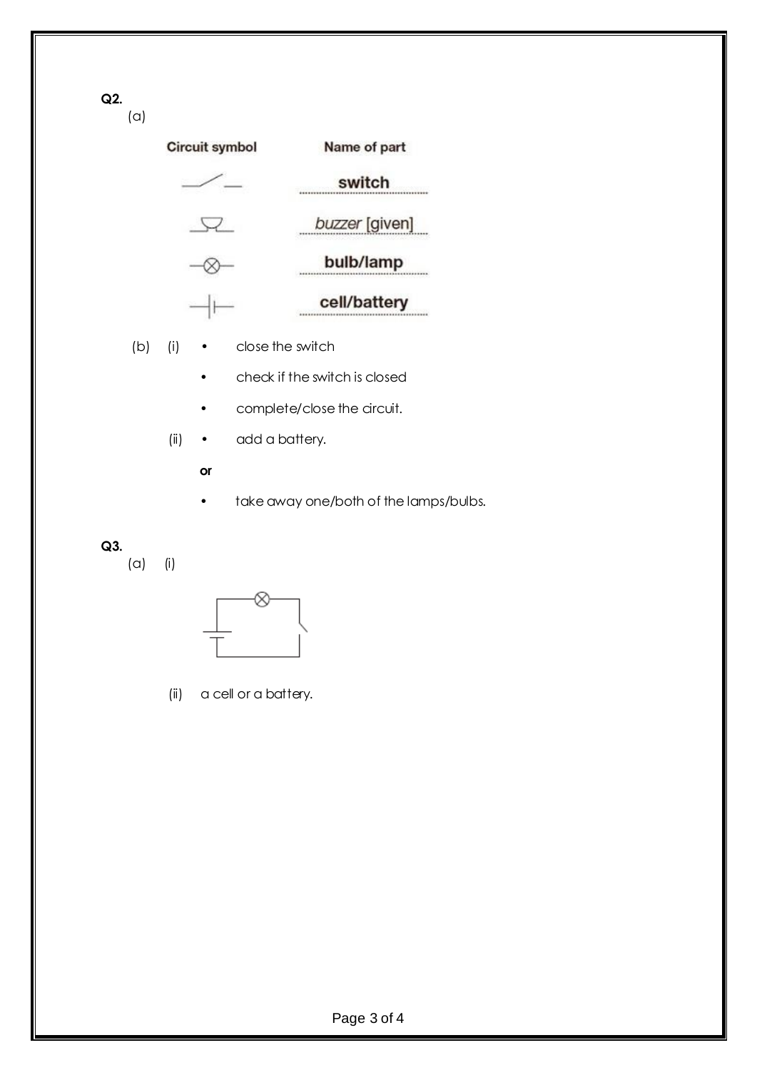**Q2.**

(a)

| Circuit symbol | Name of part |
| --- | --- |
| (switch symbol) | **switch** |
| (buzzer symbol) | *buzzer* [given] |
| (bulb symbol) | **bulb/lamp** |
| (cell symbol) | **cell/battery** |

(b) (i)
- close the switch
- check if the switch is closed
- complete/close the circuit.

(ii)
- add a battery.

**or**

- take away one/both of the lamps/bulbs.

**Q3.**

(a) (i)

(ii) a cell or a battery.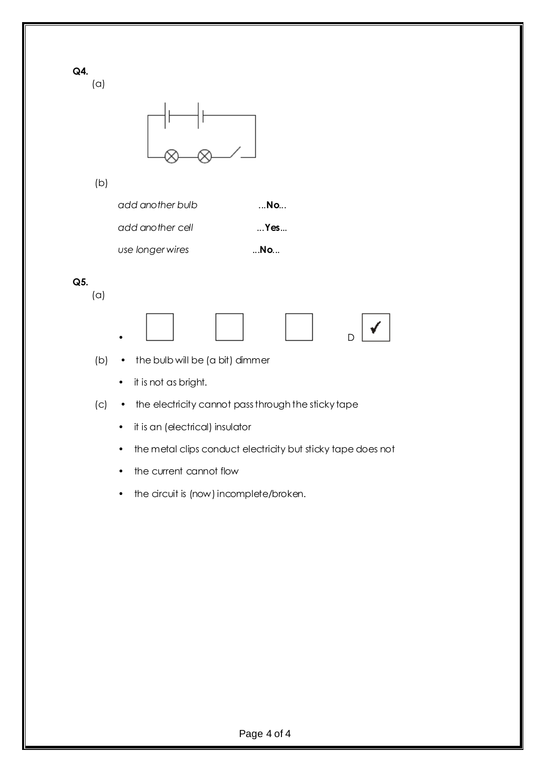**Q4.**

(a)

(b)

*add another bulb* ...**No**...

*add another cell* ...**Yes**...

*use longer wires* ...**No**...

**Q5.**

(a)

• ☐ ☐ ☐ D ☑

(b)
- the bulb will be (a bit) dimmer
- it is not as bright.

(c)
- the electricity cannot pass through the sticky tape
- it is an (electrical) insulator
- the metal clips conduct electricity but sticky tape does not
- the current cannot flow
- the circuit is (now) incomplete/broken.